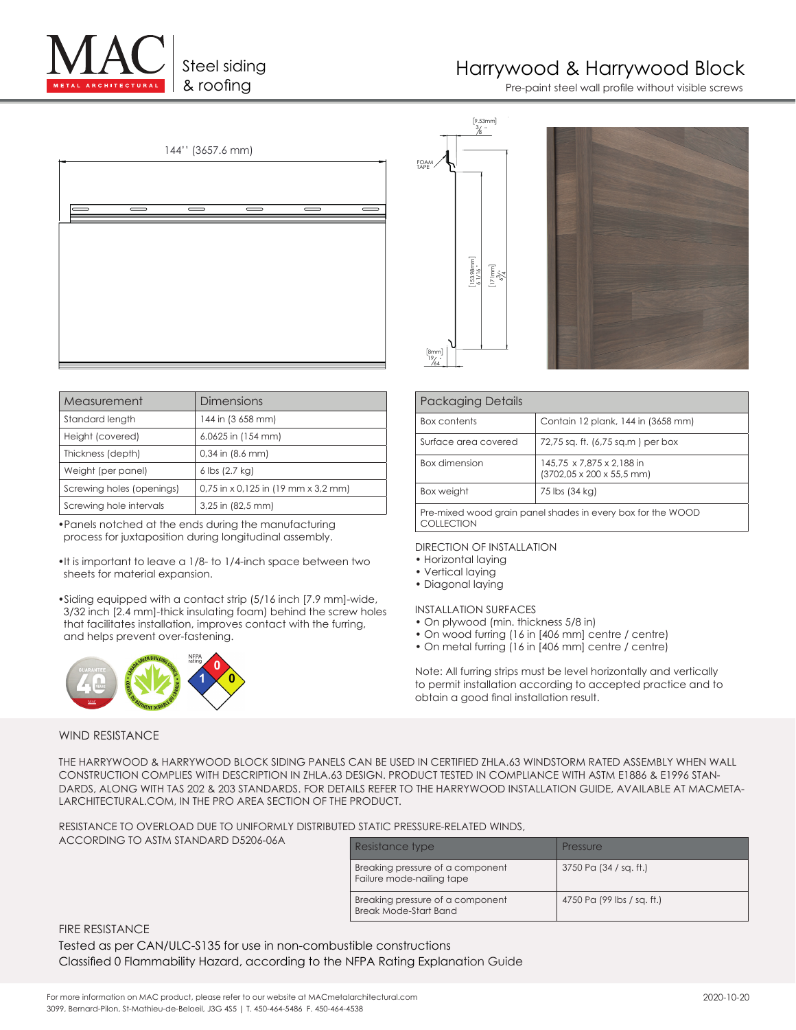# MAC Metal Architectural — Steel siding & roofing

## Harrywood & Harrywood Block

Pre-paint steel wall profile without visible screws

144'' (3657.6 mm)

| Measurement | Dimensions |
|---|---|
| Standard length | 144 in (3 658 mm) |
| Height (covered) | 6,0625 in (154 mm) |
| Thickness (depth) | 0,34 in (8.6 mm) |
| Weight (per panel) | 6 lbs (2.7 kg) |
| Screwing holes (openings) | 0,75 in x 0,125 in (19 mm x 3,2 mm) |
| Screwing hole intervals | 3,25 in (82,5 mm) |

- Panels notched at the ends during the manufacturing process for juxtaposition during longitudinal assembly.
- It is important to leave a 1/8- to 1/4-inch space between two sheets for material expansion.
- Siding equipped with a contact strip (5/16 inch [7.9 mm]-wide, 3/32 inch [2.4 mm]-thick insulating foam) behind the screw holes that facilitates installation, improves contact with the furring, and helps prevent over-fastening.

| Packaging Details | |
|---|---|
| Box contents | Contain 12 plank, 144 in (3658 mm) |
| Surface area covered | 72,75 sq. ft. (6,75 sq.m ) per box |
| Box dimension | 145,75 x 7,875 x 2,188 in (3702,05 x 200 x 55,5 mm) |
| Box weight | 75 lbs (34 kg) |
| Pre-mixed wood grain panel shades in every box for the WOOD COLLECTION | |

DIRECTION OF INSTALLATION
- Horizontal laying
- Vertical laying
- Diagonal laying

INSTALLATION SURFACES
- On plywood (min. thickness 5/8 in)
- On wood furring (16 in [406 mm] centre / centre)
- On metal furring (16 in [406 mm] centre / centre)

Note: All furring strips must be level horizontally and vertically to permit installation according to accepted practice and to obtain a good final installation result.

### WIND RESISTANCE

THE HARRYWOOD & HARRYWOOD BLOCK SIDING PANELS CAN BE USED IN CERTIFIED ZHLA.63 WINDSTORM RATED ASSEMBLY WHEN WALL CONSTRUCTION COMPLIES WITH DESCRIPTION IN ZHLA.63 DESIGN. PRODUCT TESTED IN COMPLIANCE WITH ASTM E1886 & E1996 STANDARDS, ALONG WITH TAS 202 & 203 STANDARDS. FOR DETAILS REFER TO THE HARRYWOOD INSTALLATION GUIDE, AVAILABLE AT MACMETALARCHITECTURAL.COM, IN THE PRO AREA SECTION OF THE PRODUCT.

RESISTANCE TO OVERLOAD DUE TO UNIFORMLY DISTRIBUTED STATIC PRESSURE-RELATED WINDS, ACCORDING TO ASTM STANDARD D5206-06A

| Resistance type | Pressure |
|---|---|
| Breaking pressure of a component Failure mode-nailing tape | 3750 Pa (34 / sq. ft.) |
| Breaking pressure of a component Break Mode-Start Band | 4750 Pa (99 lbs / sq. ft.) |

### FIRE RESISTANCE

Tested as per CAN/ULC-S135 for use in non-combustible constructions

Classified 0 Flammability Hazard, according to the NFPA Rating Explanation Guide

For more information on MAC product, please refer to our website at MACmetalarchitectural.com
3099, Bernard-Pilon, St-Mathieu-de-Beloeil, J3G 4S5 | T. 450-464-5486 F. 450-464-4538

2020-10-20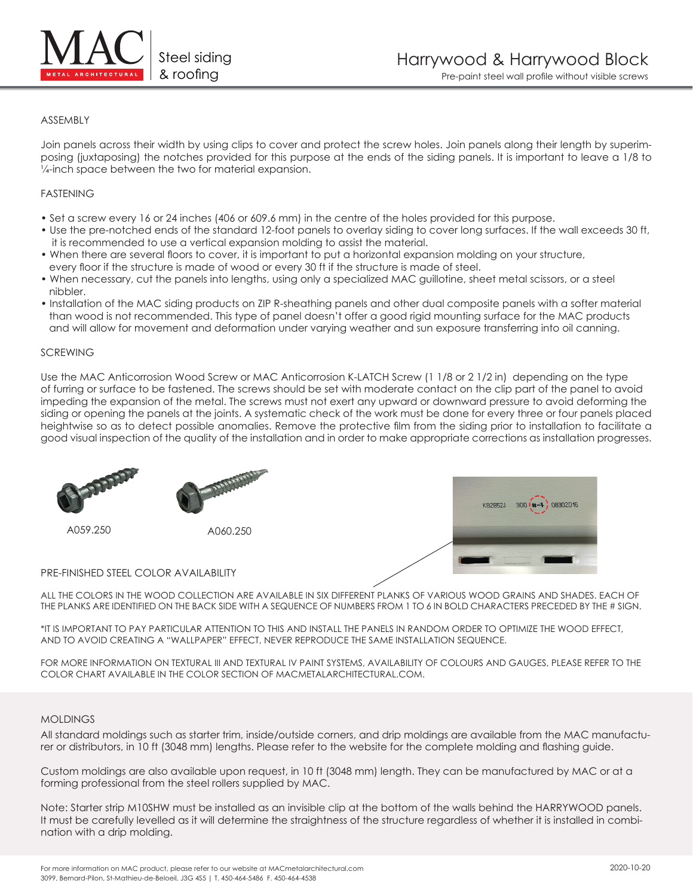# Harrywood & Harrywood Block

Pre-paint steel wall profile without visible screws

## ASSEMBLY

Join panels across their width by using clips to cover and protect the screw holes. Join panels along their length by superimposing (juxtaposing) the notches provided for this purpose at the ends of the siding panels. It is important to leave a 1/8 to ¼-inch space between the two for material expansion.

## FASTENING

- Set a screw every 16 or 24 inches (406 or 609.6 mm) in the centre of the holes provided for this purpose.
- Use the pre-notched ends of the standard 12-foot panels to overlay siding to cover long surfaces. If the wall exceeds 30 ft, it is recommended to use a vertical expansion molding to assist the material.
- When there are several floors to cover, it is important to put a horizontal expansion molding on your structure, every floor if the structure is made of wood or every 30 ft if the structure is made of steel.
- When necessary, cut the panels into lengths, using only a specialized MAC guillotine, sheet metal scissors, or a steel nibbler.
- Installation of the MAC siding products on ZIP R-sheathing panels and other dual composite panels with a softer material than wood is not recommended. This type of panel doesn't offer a good rigid mounting surface for the MAC products and will allow for movement and deformation under varying weather and sun exposure transferring into oil canning.

## SCREWING

Use the MAC Anticorrosion Wood Screw or MAC Anticorrosion K-LATCH Screw (1 1/8 or 2 1/2 in) depending on the type of furring or surface to be fastened. The screws should be set with moderate contact on the clip part of the panel to avoid impeding the expansion of the metal. The screws must not exert any upward or downward pressure to avoid deforming the siding or opening the panels at the joints. A systematic check of the work must be done for every three or four panels placed heightwise so as to detect possible anomalies. Remove the protective film from the siding prior to installation to facilitate a good visual inspection of the quality of the installation and in order to make appropriate corrections as installation progresses.

A059.250

A060.250

K82852J 300 #4 08302016

## PRE-FINISHED STEEL COLOR AVAILABILITY

ALL THE COLORS IN THE WOOD COLLECTION ARE AVAILABLE IN SIX DIFFERENT PLANKS OF VARIOUS WOOD GRAINS AND SHADES. EACH OF THE PLANKS ARE IDENTIFIED ON THE BACK SIDE WITH A SEQUENCE OF NUMBERS FROM 1 TO 6 IN BOLD CHARACTERS PRECEDED BY THE # SIGN.

*IT IS IMPORTANT TO PAY PARTICULAR ATTENTION TO THIS AND INSTALL THE PANELS IN RANDOM ORDER TO OPTIMIZE THE WOOD EFFECT, AND TO AVOID CREATING A "WALLPAPER" EFFECT, NEVER REPRODUCE THE SAME INSTALLATION SEQUENCE.

FOR MORE INFORMATION ON TEXTURAL III AND TEXTURAL IV PAINT SYSTEMS, AVAILABILITY OF COLOURS AND GAUGES, PLEASE REFER TO THE COLOR CHART AVAILABLE IN THE COLOR SECTION OF MACMETALARCHITECTURAL.COM.

## MOLDINGS

All standard moldings such as starter trim, inside/outside corners, and drip moldings are available from the MAC manufacturer or distributors, in 10 ft (3048 mm) lengths. Please refer to the website for the complete molding and flashing guide.

Custom moldings are also available upon request, in 10 ft (3048 mm) length. They can be manufactured by MAC or at a forming professional from the steel rollers supplied by MAC.

Note: Starter strip M10SHW must be installed as an invisible clip at the bottom of the walls behind the HARRYWOOD panels. It must be carefully levelled as it will determine the straightness of the structure regardless of whether it is installed in combination with a drip molding.